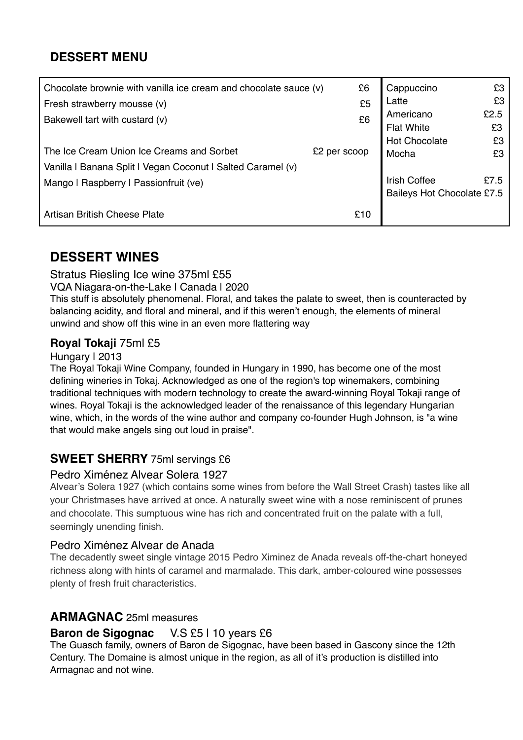## DESSERT MENU

| Item | Price |
|---|---|
| Chocolate brownie with vanilla ice cream and chocolate sauce (v) | £6 |
| Fresh strawberry mousse (v) | £5 |
| Bakewell tart with custard (v) | £6 |
| The Ice Cream Union Ice Creams and Sorbet | £2 per scoop |
| Vanilla \| Banana Split \| Vegan Coconut \| Salted Caramel (v) | |
| Mango \| Raspberry \| Passionfruit (ve) | |
| Artisan British Cheese Plate | £10 |

| Drink | Price |
|---|---|
| Cappuccino | £3 |
| Latte | £3 |
| Americano | £2.5 |
| Flat White | £3 |
| Hot Chocolate | £3 |
| Mocha | £3 |
| Irish Coffee | £7.5 |
| Baileys Hot Chocolate | £7.5 |

## DESSERT WINES

### Stratus Riesling Ice wine 375ml £55

VQA Niagara-on-the-Lake | Canada | 2020

This stuff is absolutely phenomenal. Floral, and takes the palate to sweet, then is counteracted by balancing acidity, and floral and mineral, and if this weren't enough, the elements of mineral unwind and show off this wine in an even more flattering way

### **Royal Tokaji** 75ml £5

Hungary | 2013

The Royal Tokaji Wine Company, founded in Hungary in 1990, has become one of the most defining wineries in Tokaj. Acknowledged as one of the region's top winemakers, combining traditional techniques with modern technology to create the award-winning Royal Tokaji range of wines. Royal Tokaji is the acknowledged leader of the renaissance of this legendary Hungarian wine, which, in the words of the wine author and company co-founder Hugh Johnson, is "a wine that would make angels sing out loud in praise".

## SWEET SHERRY 75ml servings £6

### Pedro Ximénez Alvear Solera 1927

Alvear's Solera 1927 (which contains some wines from before the Wall Street Crash) tastes like all your Christmases have arrived at once. A naturally sweet wine with a nose reminiscent of prunes and chocolate. This sumptuous wine has rich and concentrated fruit on the palate with a full, seemingly unending finish.

### Pedro Ximénez Alvear de Anada

The decadently sweet single vintage 2015 Pedro Ximinez de Anada reveals off-the-chart honeyed richness along with hints of caramel and marmalade. This dark, amber-coloured wine possesses plenty of fresh fruit characteristics.

## ARMAGNAC 25ml measures

### **Baron de Sigognac** V.S £5 | 10 years £6

The Guasch family, owners of Baron de Sigognac, have been based in Gascony since the 12th Century. The Domaine is almost unique in the region, as all of it's production is distilled into Armagnac and not wine.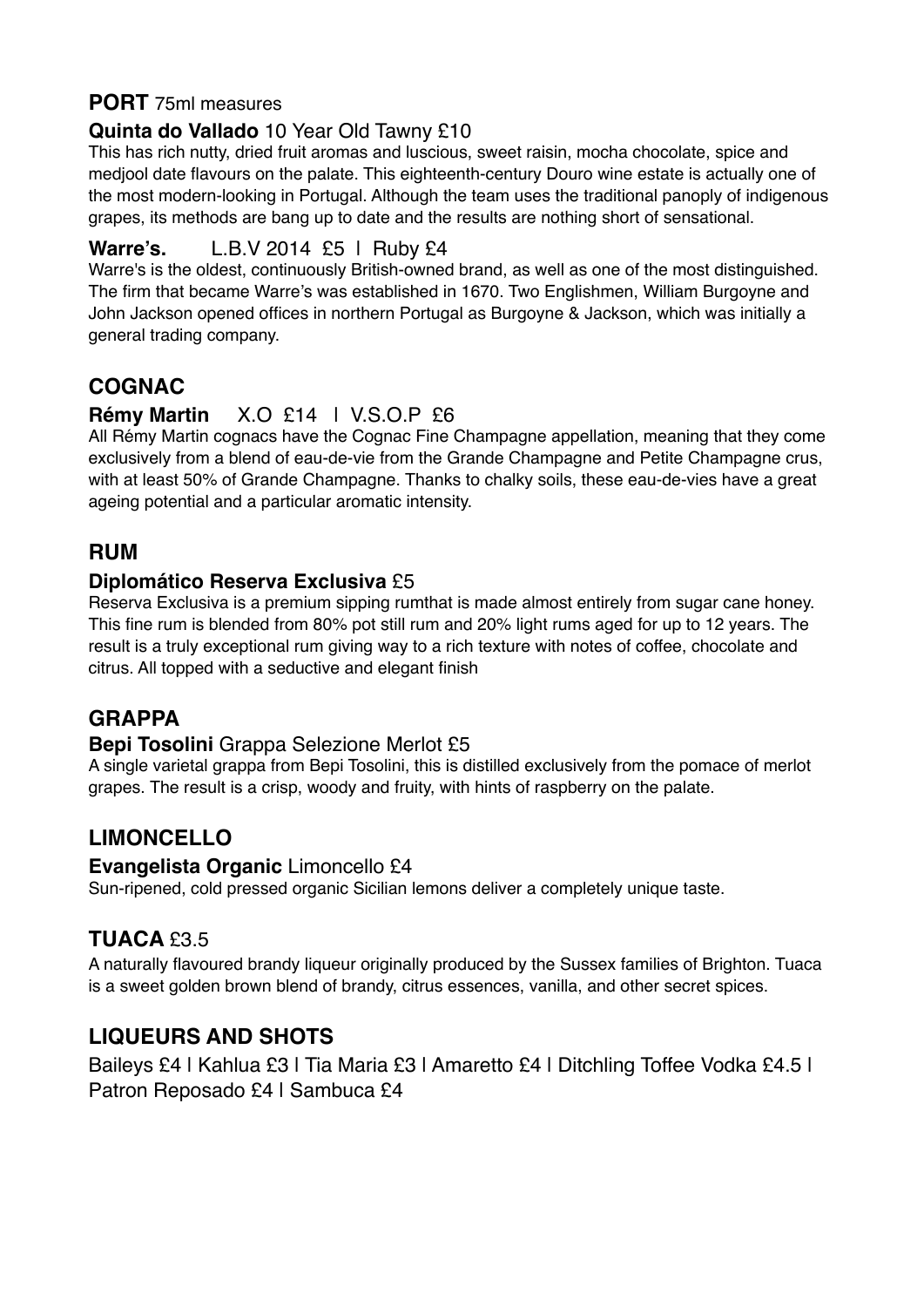## **PORT** 75ml measures

### **Quinta do Vallado** 10 Year Old Tawny £10

This has rich nutty, dried fruit aromas and luscious, sweet raisin, mocha chocolate, spice and medjool date flavours on the palate. This eighteenth-century Douro wine estate is actually one of the most modern-looking in Portugal. Although the team uses the traditional panoply of indigenous grapes, its methods are bang up to date and the results are nothing short of sensational.

### **Warre's.** L.B.V 2014 £5 | Ruby £4

Warre's is the oldest, continuously British-owned brand, as well as one of the most distinguished. The firm that became Warre's was established in 1670. Two Englishmen, William Burgoyne and John Jackson opened offices in northern Portugal as Burgoyne & Jackson, which was initially a general trading company.

## **COGNAC**

### **Rémy Martin** X.O £14 | V.S.O.P £6

All Rémy Martin cognacs have the Cognac Fine Champagne appellation, meaning that they come exclusively from a blend of eau-de-vie from the Grande Champagne and Petite Champagne crus, with at least 50% of Grande Champagne. Thanks to chalky soils, these eau-de-vies have a great ageing potential and a particular aromatic intensity.

## **RUM**

### **Diplomático Reserva Exclusiva** £5

Reserva Exclusiva is a premium sipping rumthat is made almost entirely from sugar cane honey. This fine rum is blended from 80% pot still rum and 20% light rums aged for up to 12 years. The result is a truly exceptional rum giving way to a rich texture with notes of coffee, chocolate and citrus. All topped with a seductive and elegant finish

## **GRAPPA**

### **Bepi Tosolini** Grappa Selezione Merlot £5

A single varietal grappa from Bepi Tosolini, this is distilled exclusively from the pomace of merlot grapes. The result is a crisp, woody and fruity, with hints of raspberry on the palate.

## **LIMONCELLO**

### **Evangelista Organic** Limoncello £4

Sun-ripened, cold pressed organic Sicilian lemons deliver a completely unique taste.

## **TUACA** £3.5

A naturally flavoured brandy liqueur originally produced by the Sussex families of Brighton. Tuaca is a sweet golden brown blend of brandy, citrus essences, vanilla, and other secret spices.

## **LIQUEURS AND SHOTS**

Baileys £4 | Kahlua £3 | Tia Maria £3 | Amaretto £4 | Ditchling Toffee Vodka £4.5 | Patron Reposado £4 | Sambuca £4